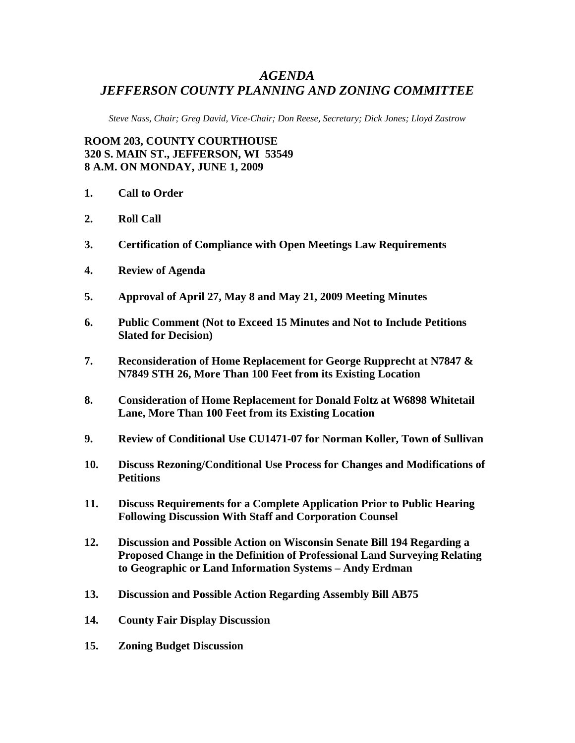# *AGENDA*
# *JEFFERSON COUNTY PLANNING AND ZONING COMMITTEE*

*Steve Nass, Chair; Greg David, Vice-Chair; Don Reese, Secretary; Dick Jones; Lloyd Zastrow*

**ROOM 203, COUNTY COURTHOUSE**
**320 S. MAIN ST., JEFFERSON, WI 53549**
**8 A.M. ON MONDAY, JUNE 1, 2009**

1. **Call to Order**
2. **Roll Call**
3. **Certification of Compliance with Open Meetings Law Requirements**
4. **Review of Agenda**
5. **Approval of April 27, May 8 and May 21, 2009 Meeting Minutes**
6. **Public Comment (Not to Exceed 15 Minutes and Not to Include Petitions Slated for Decision)**
7. **Reconsideration of Home Replacement for George Rupprecht at N7847 & N7849 STH 26, More Than 100 Feet from its Existing Location**
8. **Consideration of Home Replacement for Donald Foltz at W6898 Whitetail Lane, More Than 100 Feet from its Existing Location**
9. **Review of Conditional Use CU1471-07 for Norman Koller, Town of Sullivan**
10. **Discuss Rezoning/Conditional Use Process for Changes and Modifications of Petitions**
11. **Discuss Requirements for a Complete Application Prior to Public Hearing Following Discussion With Staff and Corporation Counsel**
12. **Discussion and Possible Action on Wisconsin Senate Bill 194 Regarding a Proposed Change in the Definition of Professional Land Surveying Relating to Geographic or Land Information Systems – Andy Erdman**
13. **Discussion and Possible Action Regarding Assembly Bill AB75**
14. **County Fair Display Discussion**
15. **Zoning Budget Discussion**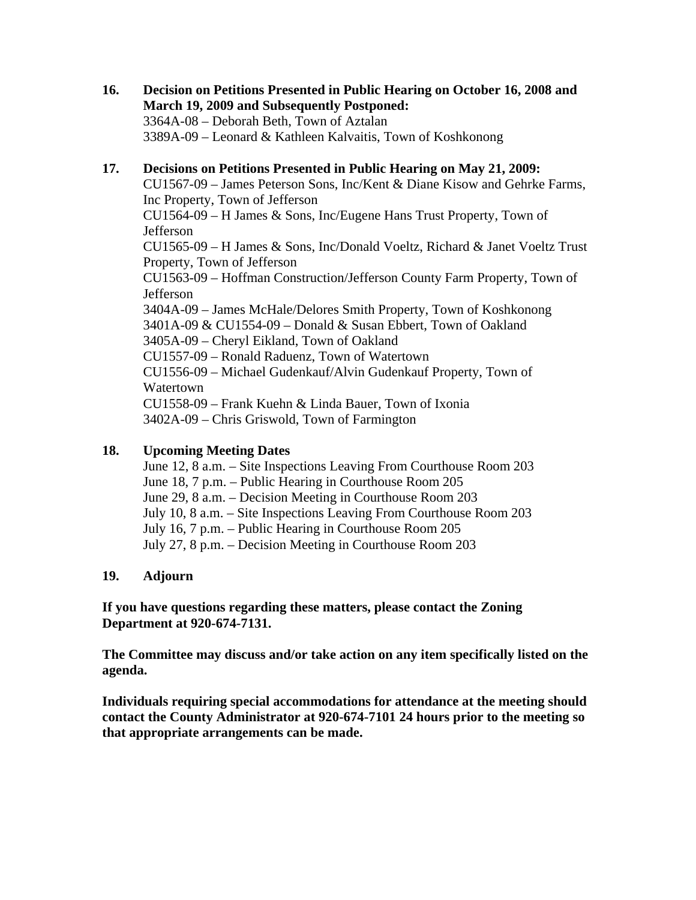**16. Decision on Petitions Presented in Public Hearing on October 16, 2008 and March 19, 2009 and Subsequently Postponed:**

3364A-08 – Deborah Beth, Town of Aztalan
3389A-09 – Leonard & Kathleen Kalvaitis, Town of Koshkonong

**17. Decisions on Petitions Presented in Public Hearing on May 21, 2009:**

CU1567-09 – James Peterson Sons, Inc/Kent & Diane Kisow and Gehrke Farms, Inc Property, Town of Jefferson
CU1564-09 – H James & Sons, Inc/Eugene Hans Trust Property, Town of Jefferson
CU1565-09 – H James & Sons, Inc/Donald Voeltz, Richard & Janet Voeltz Trust Property, Town of Jefferson
CU1563-09 – Hoffman Construction/Jefferson County Farm Property, Town of Jefferson
3404A-09 – James McHale/Delores Smith Property, Town of Koshkonong
3401A-09 & CU1554-09 – Donald & Susan Ebbert, Town of Oakland
3405A-09 – Cheryl Eikland, Town of Oakland
CU1557-09 – Ronald Raduenz, Town of Watertown
CU1556-09 – Michael Gudenkauf/Alvin Gudenkauf Property, Town of Watertown
CU1558-09 – Frank Kuehn & Linda Bauer, Town of Ixonia
3402A-09 – Chris Griswold, Town of Farmington

**18. Upcoming Meeting Dates**

June 12, 8 a.m. – Site Inspections Leaving From Courthouse Room 203
June 18, 7 p.m. – Public Hearing in Courthouse Room 205
June 29, 8 a.m. – Decision Meeting in Courthouse Room 203
July 10, 8 a.m. – Site Inspections Leaving From Courthouse Room 203
July 16, 7 p.m. – Public Hearing in Courthouse Room 205
July 27, 8 p.m. – Decision Meeting in Courthouse Room 203

**19. Adjourn**

**If you have questions regarding these matters, please contact the Zoning Department at 920-674-7131.**

**The Committee may discuss and/or take action on any item specifically listed on the agenda.**

**Individuals requiring special accommodations for attendance at the meeting should contact the County Administrator at 920-674-7101 24 hours prior to the meeting so that appropriate arrangements can be made.**